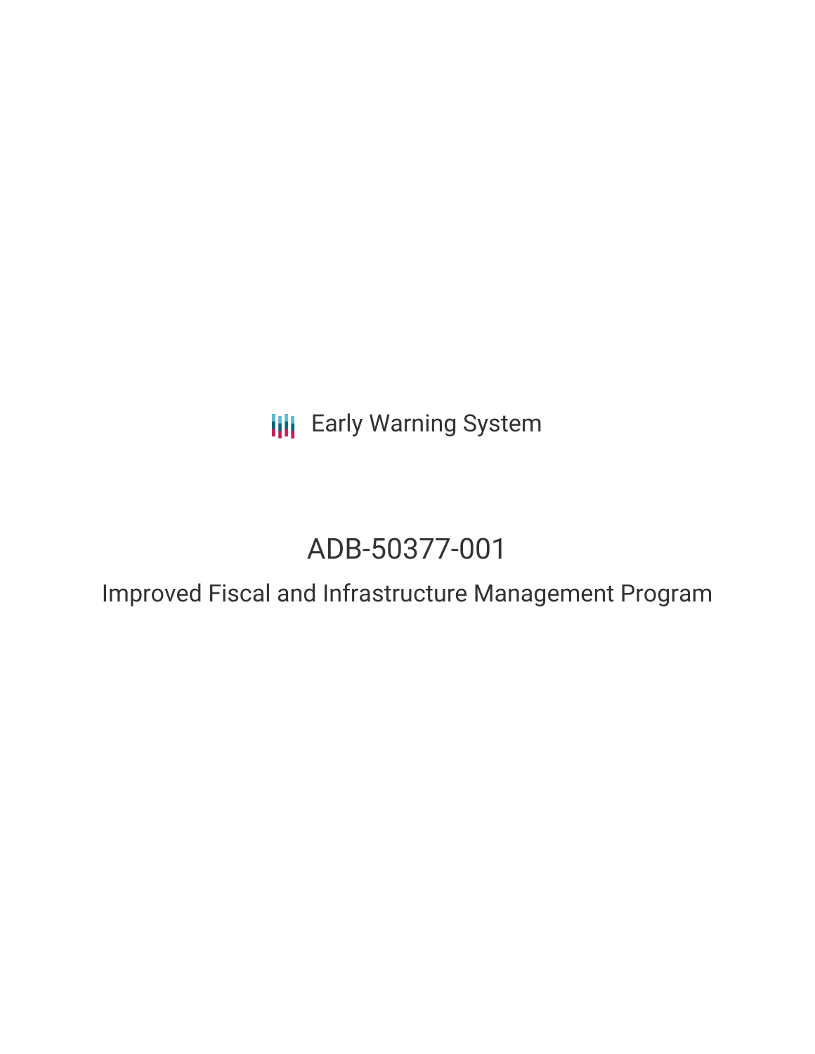Early Warning System

# ADB-50377-001

## Improved Fiscal and Infrastructure Management Program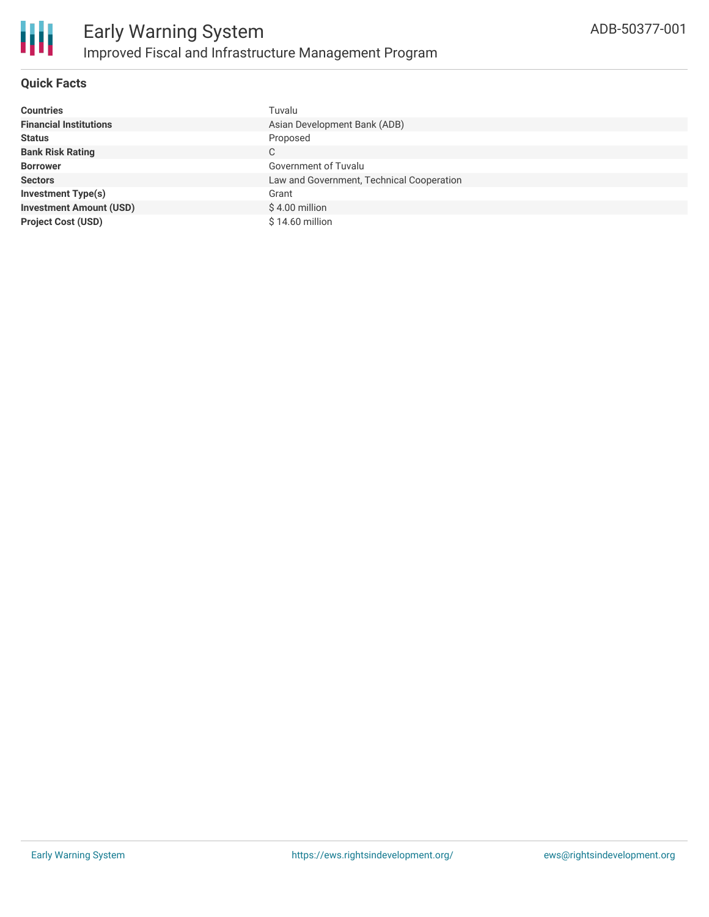# Early Warning System

## Improved Fiscal and Infrastructure Management Program

ADB-50377-001

### Quick Facts

| | |
|---|---|
| **Countries** | Tuvalu |
| **Financial Institutions** | Asian Development Bank (ADB) |
| **Status** | Proposed |
| **Bank Risk Rating** | C |
| **Borrower** | Government of Tuvalu |
| **Sectors** | Law and Government, Technical Cooperation |
| **Investment Type(s)** | Grant |
| **Investment Amount (USD)** | $ 4.00 million |
| **Project Cost (USD)** | $ 14.60 million |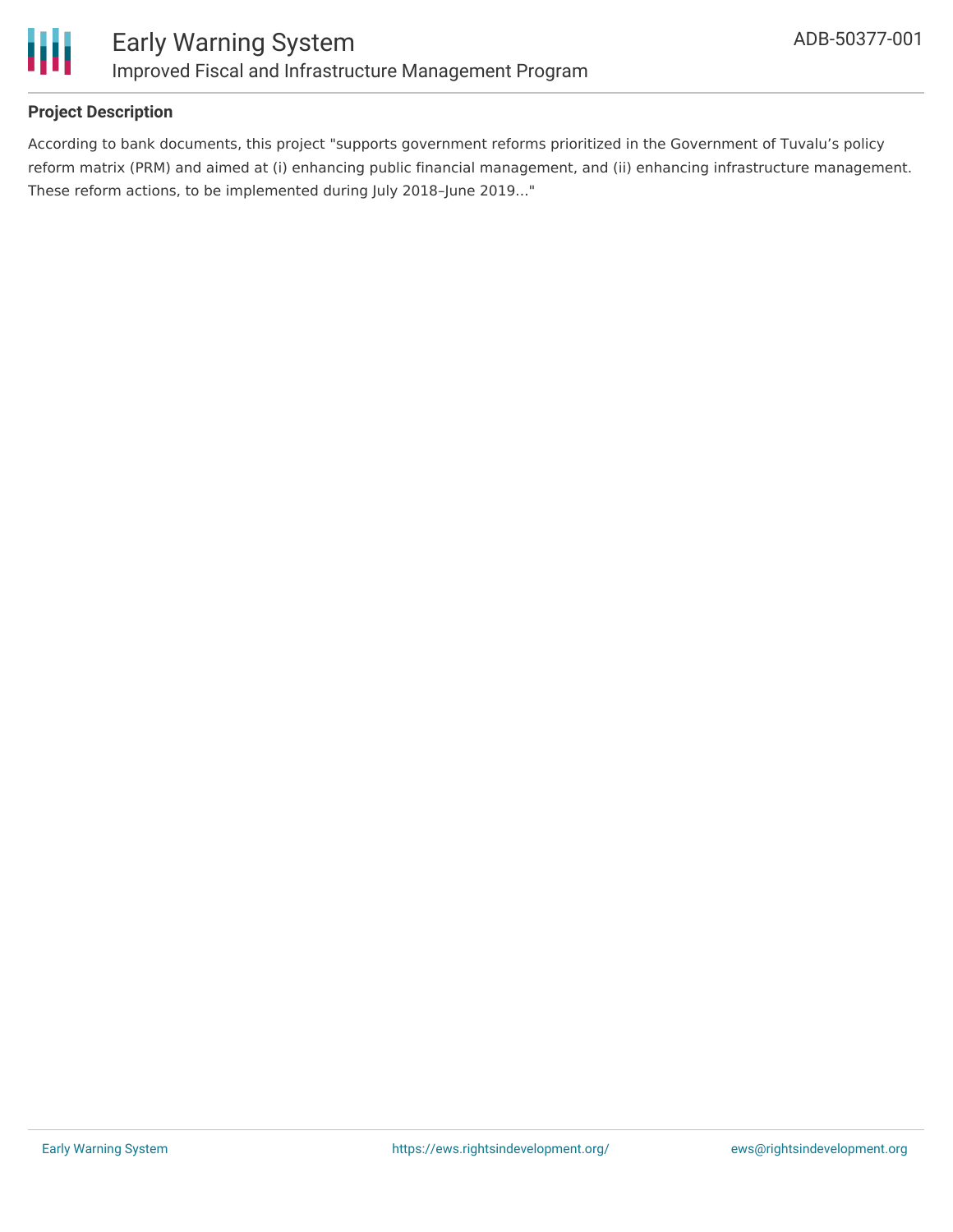### Project Description

According to bank documents, this project "supports government reforms prioritized in the Government of Tuvalu's policy reform matrix (PRM) and aimed at (i) enhancing public financial management, and (ii) enhancing infrastructure management. These reform actions, to be implemented during July 2018–June 2019..."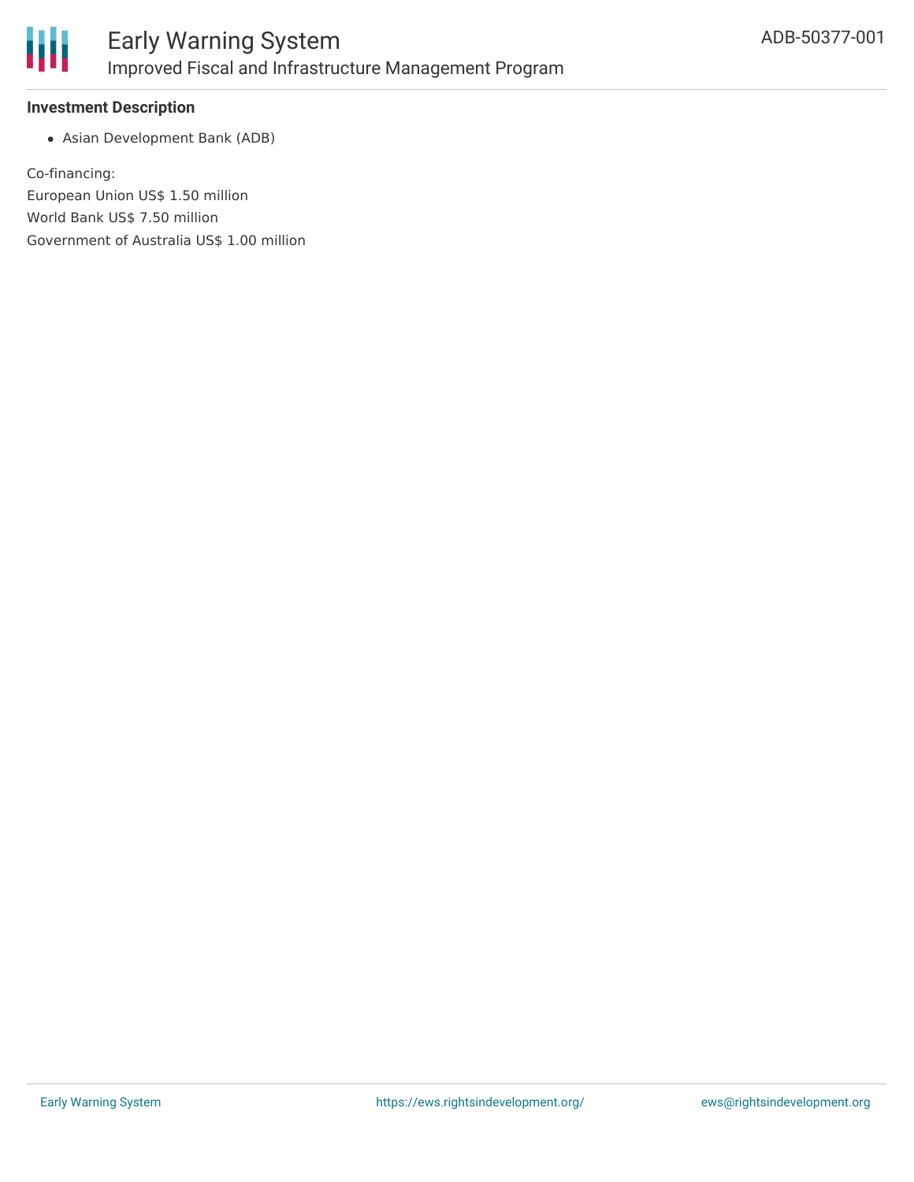**Investment Description**

- Asian Development Bank (ADB)

Co-financing:
European Union US$ 1.50 million
World Bank US$ 7.50 million
Government of Australia US$ 1.00 million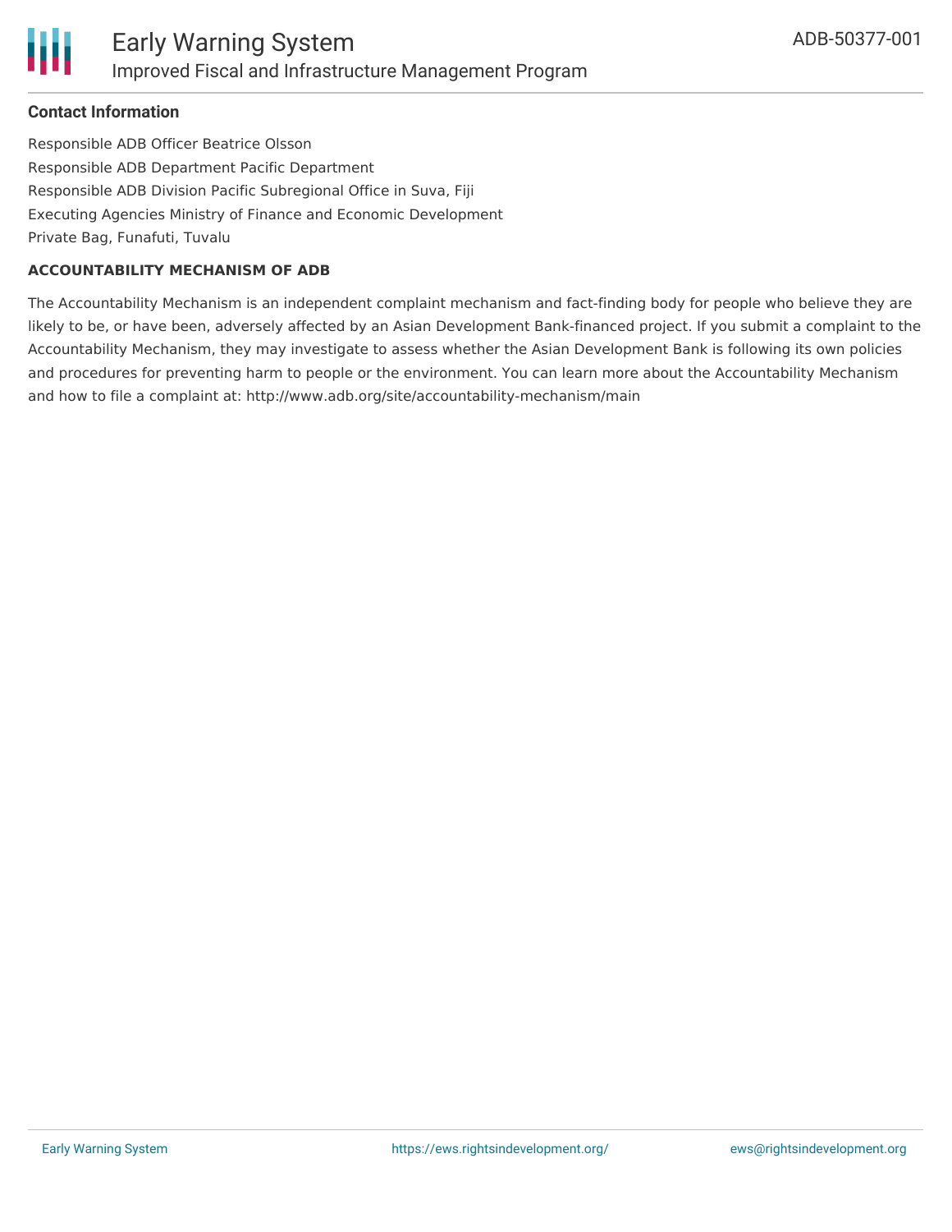**Contact Information**

Responsible ADB Officer Beatrice Olsson
Responsible ADB Department Pacific Department
Responsible ADB Division Pacific Subregional Office in Suva, Fiji
Executing Agencies Ministry of Finance and Economic Development
Private Bag, Funafuti, Tuvalu

**ACCOUNTABILITY MECHANISM OF ADB**

The Accountability Mechanism is an independent complaint mechanism and fact-finding body for people who believe they are likely to be, or have been, adversely affected by an Asian Development Bank-financed project. If you submit a complaint to the Accountability Mechanism, they may investigate to assess whether the Asian Development Bank is following its own policies and procedures for preventing harm to people or the environment. You can learn more about the Accountability Mechanism and how to file a complaint at: http://www.adb.org/site/accountability-mechanism/main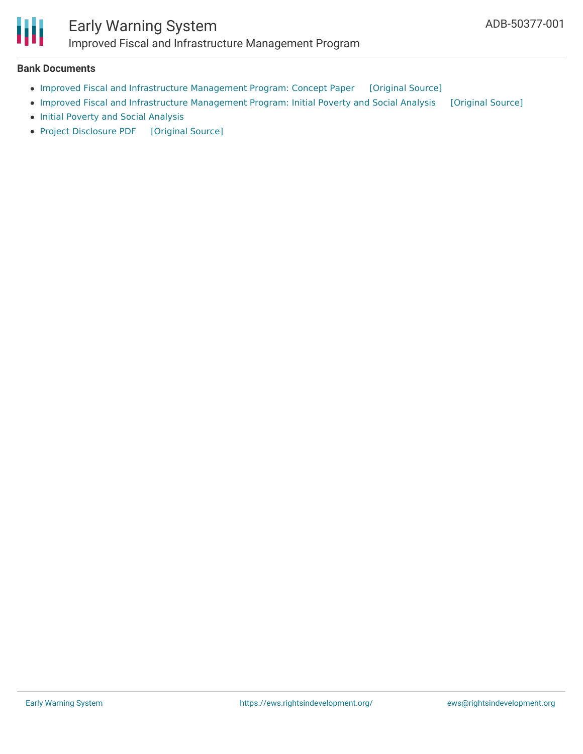### Bank Documents

- Improved Fiscal and Infrastructure Management Program: Concept Paper [Original Source]
- Improved Fiscal and Infrastructure Management Program: Initial Poverty and Social Analysis [Original Source]
- Initial Poverty and Social Analysis
- Project Disclosure PDF [Original Source]